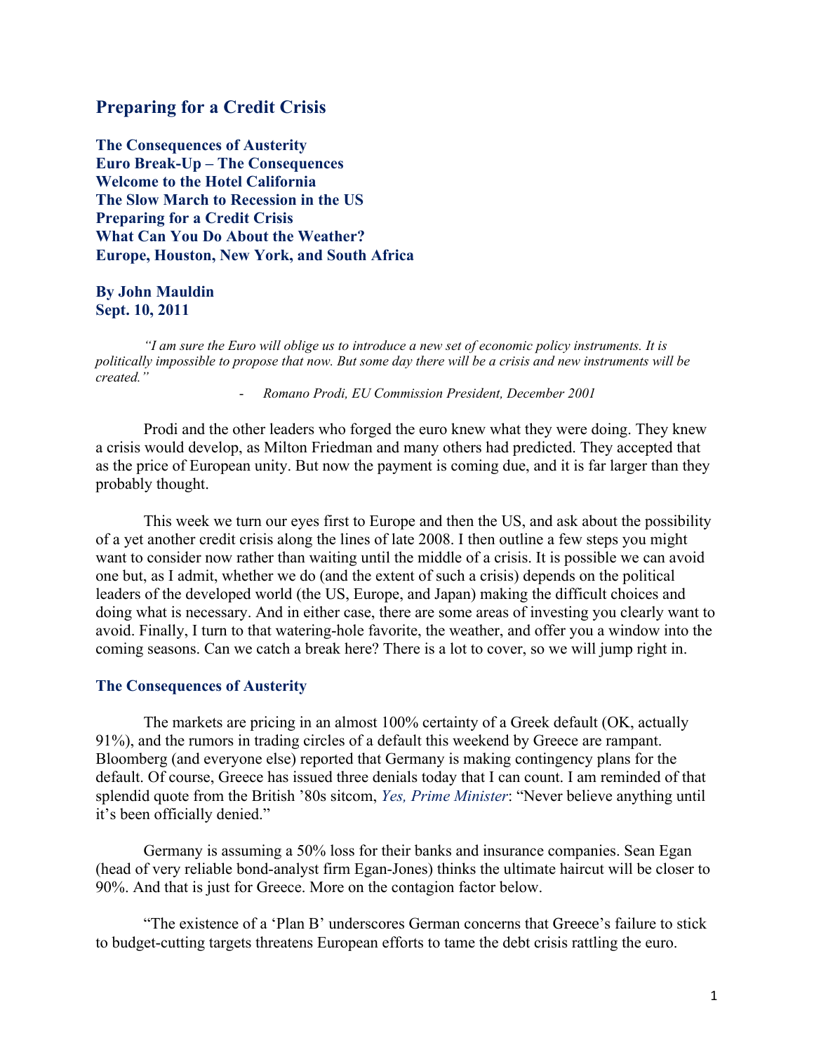# Preparing for a Credit Crisis

**The Consequences of Austerity**
**Euro Break-Up – The Consequences**
**Welcome to the Hotel California**
**The Slow March to Recession in the US**
**Preparing for a Credit Crisis**
**What Can You Do About the Weather?**
**Europe, Houston, New York, and South Africa**

**By John Mauldin**
**Sept. 10, 2011**

*"I am sure the Euro will oblige us to introduce a new set of economic policy instruments. It is politically impossible to propose that now. But some day there will be a crisis and new instruments will be created."*

- *Romano Prodi, EU Commission President, December 2001*

Prodi and the other leaders who forged the euro knew what they were doing. They knew a crisis would develop, as Milton Friedman and many others had predicted. They accepted that as the price of European unity. But now the payment is coming due, and it is far larger than they probably thought.

This week we turn our eyes first to Europe and then the US, and ask about the possibility of a yet another credit crisis along the lines of late 2008. I then outline a few steps you might want to consider now rather than waiting until the middle of a crisis. It is possible we can avoid one but, as I admit, whether we do (and the extent of such a crisis) depends on the political leaders of the developed world (the US, Europe, and Japan) making the difficult choices and doing what is necessary. And in either case, there are some areas of investing you clearly want to avoid. Finally, I turn to that watering-hole favorite, the weather, and offer you a window into the coming seasons. Can we catch a break here? There is a lot to cover, so we will jump right in.

## The Consequences of Austerity

The markets are pricing in an almost 100% certainty of a Greek default (OK, actually 91%), and the rumors in trading circles of a default this weekend by Greece are rampant. Bloomberg (and everyone else) reported that Germany is making contingency plans for the default. Of course, Greece has issued three denials today that I can count. I am reminded of that splendid quote from the British '80s sitcom, *Yes, Prime Minister*: "Never believe anything until it's been officially denied."

Germany is assuming a 50% loss for their banks and insurance companies. Sean Egan (head of very reliable bond-analyst firm Egan-Jones) thinks the ultimate haircut will be closer to 90%. And that is just for Greece. More on the contagion factor below.

"The existence of a 'Plan B' underscores German concerns that Greece's failure to stick to budget-cutting targets threatens European efforts to tame the debt crisis rattling the euro.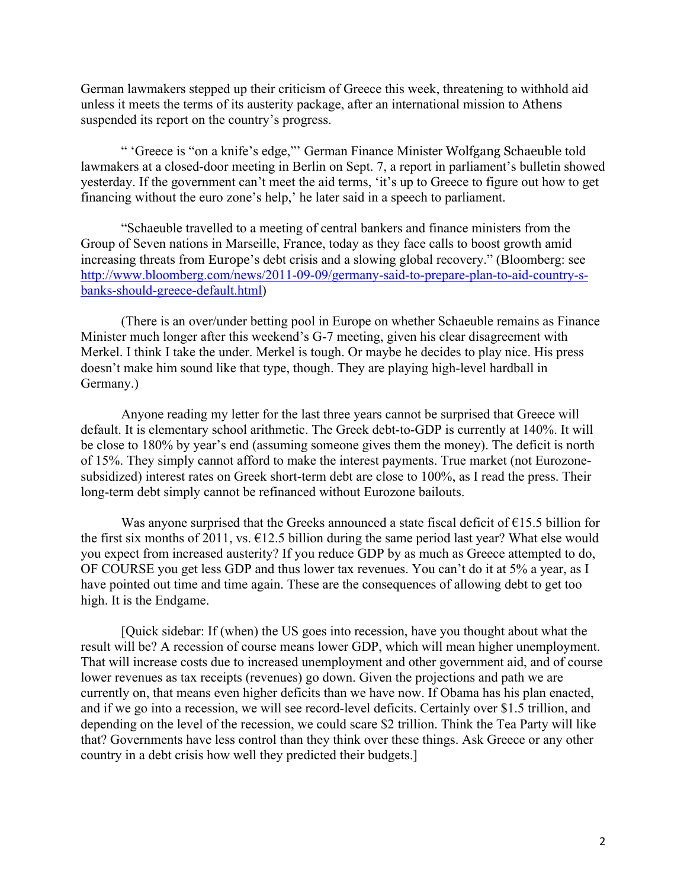German lawmakers stepped up their criticism of Greece this week, threatening to withhold aid unless it meets the terms of its austerity package, after an international mission to Athens suspended its report on the country's progress.

" 'Greece is "on a knife's edge,"' German Finance Minister Wolfgang Schaeuble told lawmakers at a closed-door meeting in Berlin on Sept. 7, a report in parliament's bulletin showed yesterday. If the government can't meet the aid terms, 'it's up to Greece to figure out how to get financing without the euro zone's help,' he later said in a speech to parliament.

"Schaeuble travelled to a meeting of central bankers and finance ministers from the Group of Seven nations in Marseille, France, today as they face calls to boost growth amid increasing threats from Europe's debt crisis and a slowing global recovery." (Bloomberg: see [http://www.bloomberg.com/news/2011-09-09/germany-said-to-prepare-plan-to-aid-country-s-banks-should-greece-default.html](http://www.bloomberg.com/news/2011-09-09/germany-said-to-prepare-plan-to-aid-country-s-banks-should-greece-default.html))

(There is an over/under betting pool in Europe on whether Schaeuble remains as Finance Minister much longer after this weekend's G-7 meeting, given his clear disagreement with Merkel. I think I take the under. Merkel is tough. Or maybe he decides to play nice. His press doesn't make him sound like that type, though. They are playing high-level hardball in Germany.)

Anyone reading my letter for the last three years cannot be surprised that Greece will default. It is elementary school arithmetic. The Greek debt-to-GDP is currently at 140%. It will be close to 180% by year's end (assuming someone gives them the money). The deficit is north of 15%. They simply cannot afford to make the interest payments. True market (not Eurozone-subsidized) interest rates on Greek short-term debt are close to 100%, as I read the press. Their long-term debt simply cannot be refinanced without Eurozone bailouts.

Was anyone surprised that the Greeks announced a state fiscal deficit of €15.5 billion for the first six months of 2011, vs. €12.5 billion during the same period last year? What else would you expect from increased austerity? If you reduce GDP by as much as Greece attempted to do, OF COURSE you get less GDP and thus lower tax revenues. You can't do it at 5% a year, as I have pointed out time and time again. These are the consequences of allowing debt to get too high. It is the Endgame.

[Quick sidebar: If (when) the US goes into recession, have you thought about what the result will be? A recession of course means lower GDP, which will mean higher unemployment. That will increase costs due to increased unemployment and other government aid, and of course lower revenues as tax receipts (revenues) go down. Given the projections and path we are currently on, that means even higher deficits than we have now. If Obama has his plan enacted, and if we go into a recession, we will see record-level deficits. Certainly over $1.5 trillion, and depending on the level of the recession, we could scare $2 trillion. Think the Tea Party will like that? Governments have less control than they think over these things. Ask Greece or any other country in a debt crisis how well they predicted their budgets.]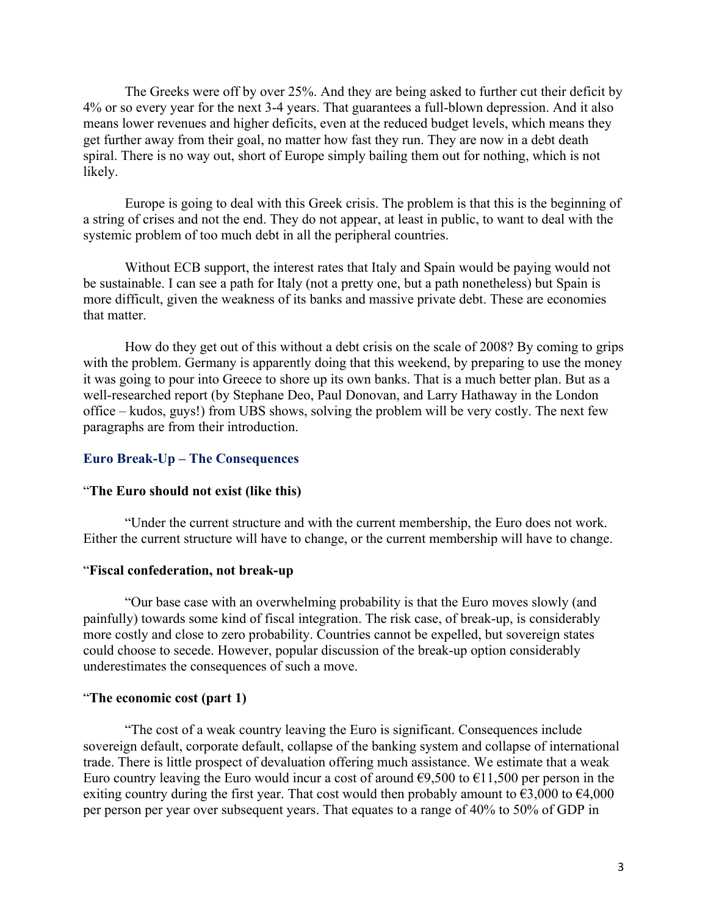The Greeks were off by over 25%. And they are being asked to further cut their deficit by 4% or so every year for the next 3-4 years. That guarantees a full-blown depression. And it also means lower revenues and higher deficits, even at the reduced budget levels, which means they get further away from their goal, no matter how fast they run. They are now in a debt death spiral. There is no way out, short of Europe simply bailing them out for nothing, which is not likely.

Europe is going to deal with this Greek crisis. The problem is that this is the beginning of a string of crises and not the end. They do not appear, at least in public, to want to deal with the systemic problem of too much debt in all the peripheral countries.

Without ECB support, the interest rates that Italy and Spain would be paying would not be sustainable. I can see a path for Italy (not a pretty one, but a path nonetheless) but Spain is more difficult, given the weakness of its banks and massive private debt. These are economies that matter.

How do they get out of this without a debt crisis on the scale of 2008? By coming to grips with the problem. Germany is apparently doing that this weekend, by preparing to use the money it was going to pour into Greece to shore up its own banks. That is a much better plan. But as a well-researched report (by Stephane Deo, Paul Donovan, and Larry Hathaway in the London office – kudos, guys!) from UBS shows, solving the problem will be very costly. The next few paragraphs are from their introduction.

### Euro Break-Up – The Consequences

"**The Euro should not exist (like this)**

"Under the current structure and with the current membership, the Euro does not work. Either the current structure will have to change, or the current membership will have to change.

"**Fiscal confederation, not break-up**

"Our base case with an overwhelming probability is that the Euro moves slowly (and painfully) towards some kind of fiscal integration. The risk case, of break-up, is considerably more costly and close to zero probability. Countries cannot be expelled, but sovereign states could choose to secede. However, popular discussion of the break-up option considerably underestimates the consequences of such a move.

"**The economic cost (part 1)**

"The cost of a weak country leaving the Euro is significant. Consequences include sovereign default, corporate default, collapse of the banking system and collapse of international trade. There is little prospect of devaluation offering much assistance. We estimate that a weak Euro country leaving the Euro would incur a cost of around €9,500 to €11,500 per person in the exiting country during the first year. That cost would then probably amount to €3,000 to €4,000 per person per year over subsequent years. That equates to a range of 40% to 50% of GDP in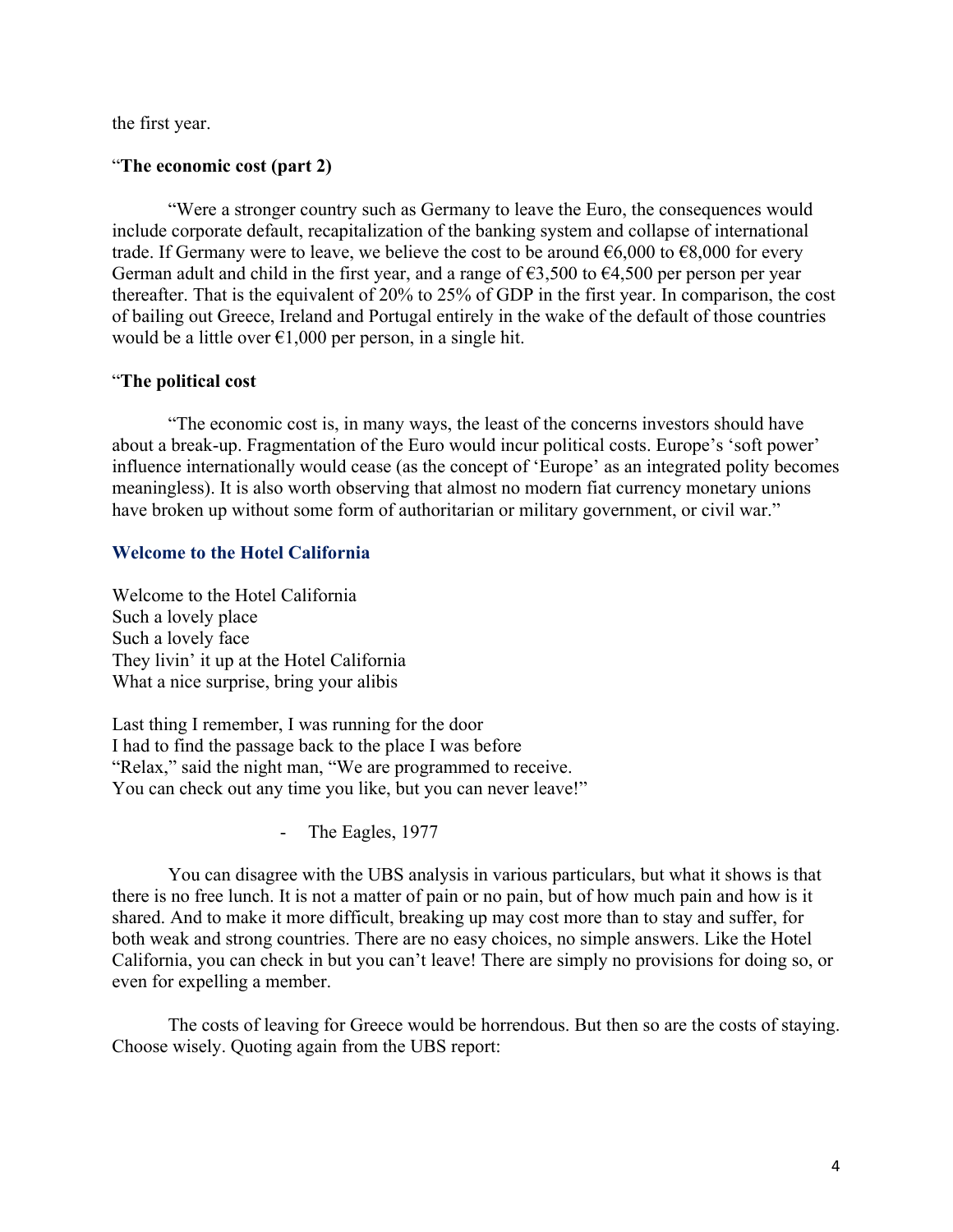the first year.

"**The economic cost (part 2)**

"Were a stronger country such as Germany to leave the Euro, the consequences would include corporate default, recapitalization of the banking system and collapse of international trade. If Germany were to leave, we believe the cost to be around €6,000 to €8,000 for every German adult and child in the first year, and a range of €3,500 to €4,500 per person per year thereafter. That is the equivalent of 20% to 25% of GDP in the first year. In comparison, the cost of bailing out Greece, Ireland and Portugal entirely in the wake of the default of those countries would be a little over €1,000 per person, in a single hit.

"**The political cost**

"The economic cost is, in many ways, the least of the concerns investors should have about a break-up. Fragmentation of the Euro would incur political costs. Europe's 'soft power' influence internationally would cease (as the concept of 'Europe' as an integrated polity becomes meaningless). It is also worth observing that almost no modern fiat currency monetary unions have broken up without some form of authoritarian or military government, or civil war."

## Welcome to the Hotel California

Welcome to the Hotel California
Such a lovely place
Such a lovely face
They livin' it up at the Hotel California
What a nice surprise, bring your alibis

Last thing I remember, I was running for the door
I had to find the passage back to the place I was before
"Relax," said the night man, "We are programmed to receive.
You can check out any time you like, but you can never leave!"

- The Eagles, 1977

You can disagree with the UBS analysis in various particulars, but what it shows is that there is no free lunch. It is not a matter of pain or no pain, but of how much pain and how is it shared. And to make it more difficult, breaking up may cost more than to stay and suffer, for both weak and strong countries. There are no easy choices, no simple answers. Like the Hotel California, you can check in but you can't leave! There are simply no provisions for doing so, or even for expelling a member.

The costs of leaving for Greece would be horrendous. But then so are the costs of staying. Choose wisely. Quoting again from the UBS report: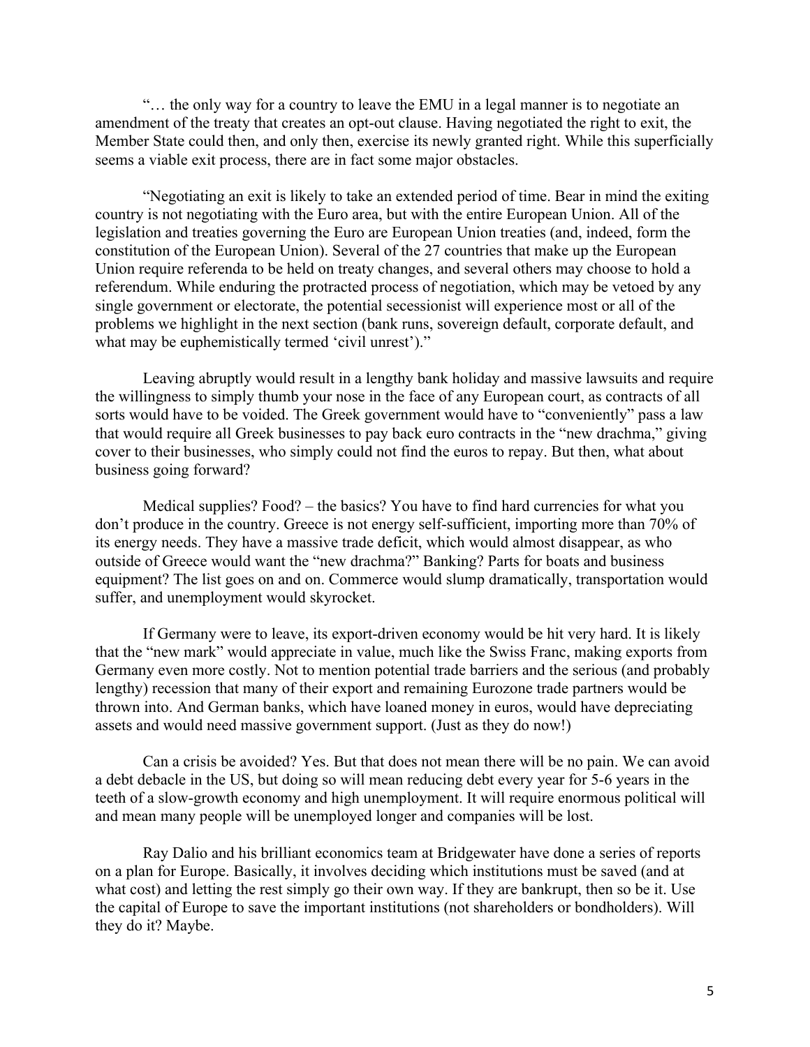"… the only way for a country to leave the EMU in a legal manner is to negotiate an amendment of the treaty that creates an opt-out clause. Having negotiated the right to exit, the Member State could then, and only then, exercise its newly granted right. While this superficially seems a viable exit process, there are in fact some major obstacles.

"Negotiating an exit is likely to take an extended period of time. Bear in mind the exiting country is not negotiating with the Euro area, but with the entire European Union. All of the legislation and treaties governing the Euro are European Union treaties (and, indeed, form the constitution of the European Union). Several of the 27 countries that make up the European Union require referenda to be held on treaty changes, and several others may choose to hold a referendum. While enduring the protracted process of negotiation, which may be vetoed by any single government or electorate, the potential secessionist will experience most or all of the problems we highlight in the next section (bank runs, sovereign default, corporate default, and what may be euphemistically termed 'civil unrest')."

Leaving abruptly would result in a lengthy bank holiday and massive lawsuits and require the willingness to simply thumb your nose in the face of any European court, as contracts of all sorts would have to be voided. The Greek government would have to "conveniently" pass a law that would require all Greek businesses to pay back euro contracts in the "new drachma," giving cover to their businesses, who simply could not find the euros to repay. But then, what about business going forward?

Medical supplies? Food? – the basics? You have to find hard currencies for what you don't produce in the country. Greece is not energy self-sufficient, importing more than 70% of its energy needs. They have a massive trade deficit, which would almost disappear, as who outside of Greece would want the "new drachma?" Banking? Parts for boats and business equipment? The list goes on and on. Commerce would slump dramatically, transportation would suffer, and unemployment would skyrocket.

If Germany were to leave, its export-driven economy would be hit very hard. It is likely that the "new mark" would appreciate in value, much like the Swiss Franc, making exports from Germany even more costly. Not to mention potential trade barriers and the serious (and probably lengthy) recession that many of their export and remaining Eurozone trade partners would be thrown into. And German banks, which have loaned money in euros, would have depreciating assets and would need massive government support. (Just as they do now!)

Can a crisis be avoided? Yes. But that does not mean there will be no pain. We can avoid a debt debacle in the US, but doing so will mean reducing debt every year for 5-6 years in the teeth of a slow-growth economy and high unemployment. It will require enormous political will and mean many people will be unemployed longer and companies will be lost.

Ray Dalio and his brilliant economics team at Bridgewater have done a series of reports on a plan for Europe. Basically, it involves deciding which institutions must be saved (and at what cost) and letting the rest simply go their own way. If they are bankrupt, then so be it. Use the capital of Europe to save the important institutions (not shareholders or bondholders). Will they do it? Maybe.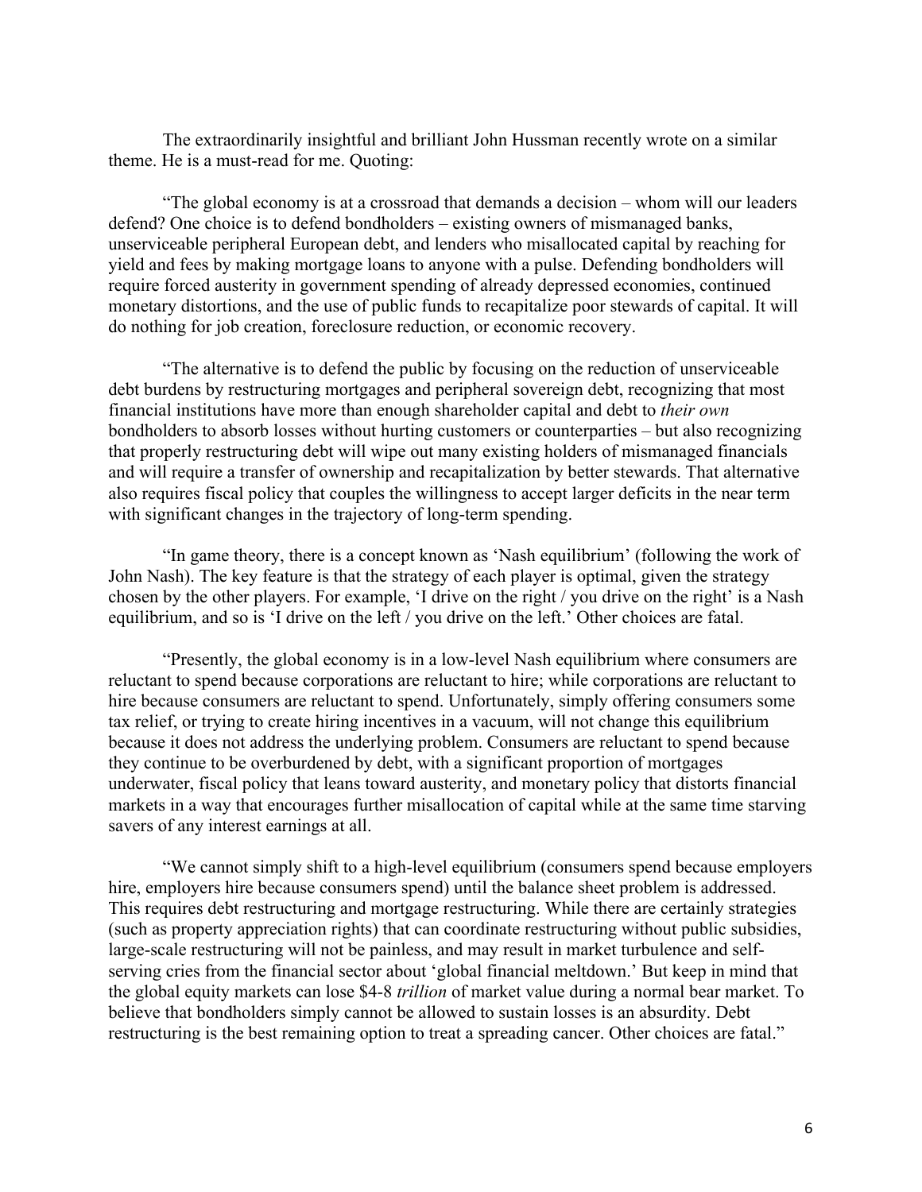The extraordinarily insightful and brilliant John Hussman recently wrote on a similar theme. He is a must-read for me. Quoting:

"The global economy is at a crossroad that demands a decision – whom will our leaders defend? One choice is to defend bondholders – existing owners of mismanaged banks, unserviceable peripheral European debt, and lenders who misallocated capital by reaching for yield and fees by making mortgage loans to anyone with a pulse. Defending bondholders will require forced austerity in government spending of already depressed economies, continued monetary distortions, and the use of public funds to recapitalize poor stewards of capital. It will do nothing for job creation, foreclosure reduction, or economic recovery.

"The alternative is to defend the public by focusing on the reduction of unserviceable debt burdens by restructuring mortgages and peripheral sovereign debt, recognizing that most financial institutions have more than enough shareholder capital and debt to *their own* bondholders to absorb losses without hurting customers or counterparties – but also recognizing that properly restructuring debt will wipe out many existing holders of mismanaged financials and will require a transfer of ownership and recapitalization by better stewards. That alternative also requires fiscal policy that couples the willingness to accept larger deficits in the near term with significant changes in the trajectory of long-term spending.

"In game theory, there is a concept known as 'Nash equilibrium' (following the work of John Nash). The key feature is that the strategy of each player is optimal, given the strategy chosen by the other players. For example, 'I drive on the right / you drive on the right' is a Nash equilibrium, and so is 'I drive on the left / you drive on the left.' Other choices are fatal.

"Presently, the global economy is in a low-level Nash equilibrium where consumers are reluctant to spend because corporations are reluctant to hire; while corporations are reluctant to hire because consumers are reluctant to spend. Unfortunately, simply offering consumers some tax relief, or trying to create hiring incentives in a vacuum, will not change this equilibrium because it does not address the underlying problem. Consumers are reluctant to spend because they continue to be overburdened by debt, with a significant proportion of mortgages underwater, fiscal policy that leans toward austerity, and monetary policy that distorts financial markets in a way that encourages further misallocation of capital while at the same time starving savers of any interest earnings at all.

"We cannot simply shift to a high-level equilibrium (consumers spend because employers hire, employers hire because consumers spend) until the balance sheet problem is addressed. This requires debt restructuring and mortgage restructuring. While there are certainly strategies (such as property appreciation rights) that can coordinate restructuring without public subsidies, large-scale restructuring will not be painless, and may result in market turbulence and self-serving cries from the financial sector about 'global financial meltdown.' But keep in mind that the global equity markets can lose $4-8 *trillion* of market value during a normal bear market. To believe that bondholders simply cannot be allowed to sustain losses is an absurdity. Debt restructuring is the best remaining option to treat a spreading cancer. Other choices are fatal."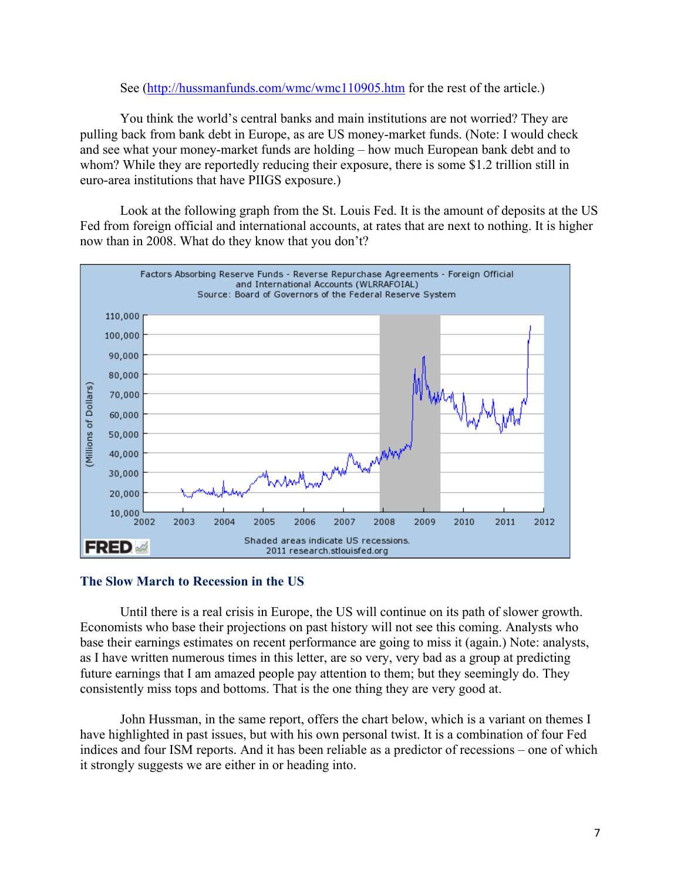See (http://hussmanfunds.com/wmc/wmc110905.htm for the rest of the article.)

You think the world's central banks and main institutions are not worried? They are pulling back from bank debt in Europe, as are US money-market funds. (Note: I would check and see what your money-market funds are holding – how much European bank debt and to whom? While they are reportedly reducing their exposure, there is some $1.2 trillion still in euro-area institutions that have PIIGS exposure.)

Look at the following graph from the St. Louis Fed. It is the amount of deposits at the US Fed from foreign official and international accounts, at rates that are next to nothing. It is higher now than in 2008. What do they know that you don't?

Factors Absorbing Reserve Funds - Reverse Repurchase Agreements - Foreign Official and International Accounts (WLRRAFOIAL)
Source: Board of Governors of the Federal Reserve System

Shaded areas indicate US recessions.
2011 research.stlouisfed.org

## The Slow March to Recession in the US

Until there is a real crisis in Europe, the US will continue on its path of slower growth. Economists who base their projections on past history will not see this coming. Analysts who base their earnings estimates on recent performance are going to miss it (again.) Note: analysts, as I have written numerous times in this letter, are so very, very bad as a group at predicting future earnings that I am amazed people pay attention to them; but they seemingly do. They consistently miss tops and bottoms. That is the one thing they are very good at.

John Hussman, in the same report, offers the chart below, which is a variant on themes I have highlighted in past issues, but with his own personal twist. It is a combination of four Fed indices and four ISM reports. And it has been reliable as a predictor of recessions – one of which it strongly suggests we are either in or heading into.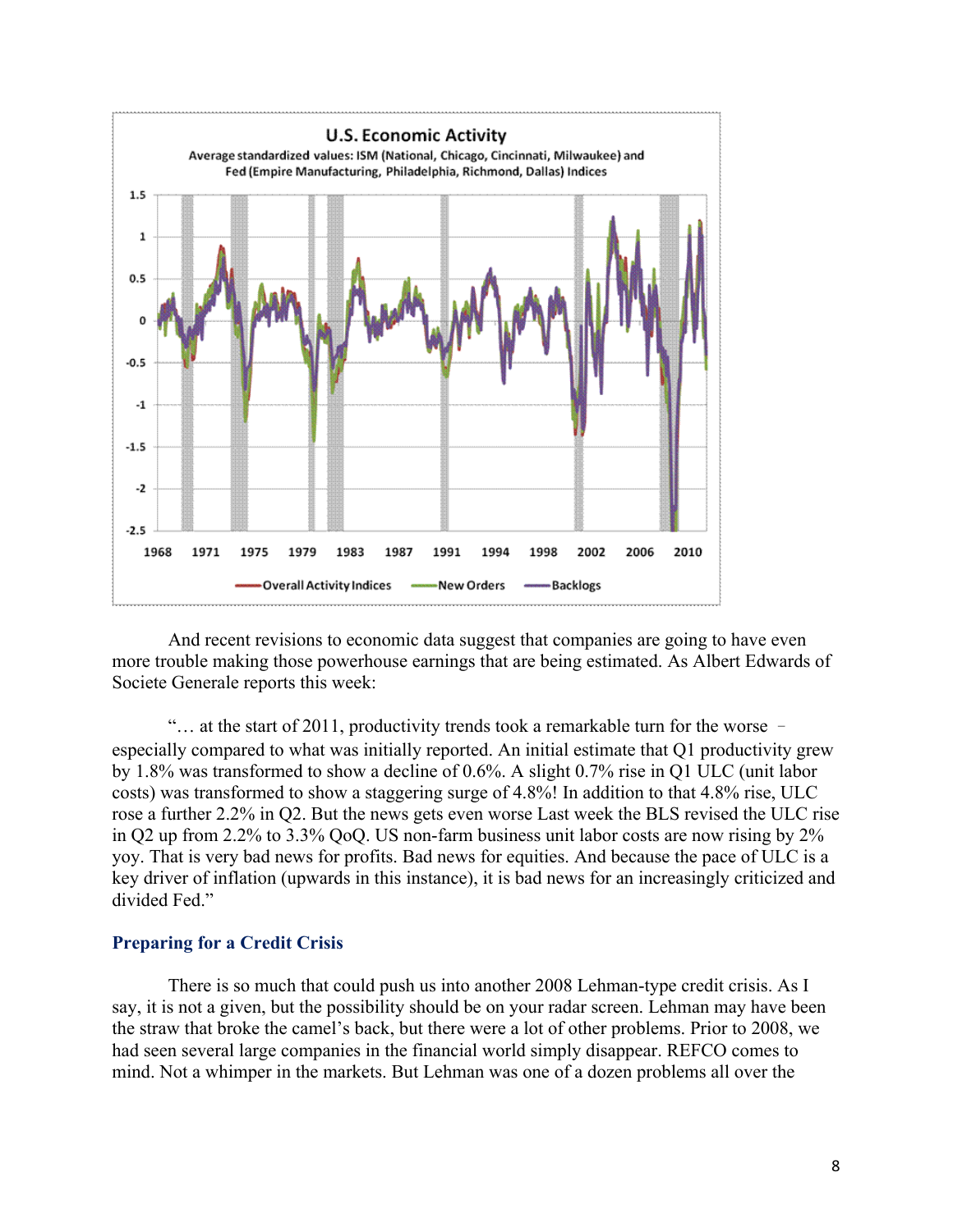U.S. Economic Activity

Average standardized values: ISM (National, Chicago, Cincinnati, Milwaukee) and Fed (Empire Manufacturing, Philadelphia, Richmond, Dallas) Indices

And recent revisions to economic data suggest that companies are going to have even more trouble making those powerhouse earnings that are being estimated. As Albert Edwards of Societe Generale reports this week:

"… at the start of 2011, productivity trends took a remarkable turn for the worse – especially compared to what was initially reported. An initial estimate that Q1 productivity grew by 1.8% was transformed to show a decline of 0.6%. A slight 0.7% rise in Q1 ULC (unit labor costs) was transformed to show a staggering surge of 4.8%! In addition to that 4.8% rise, ULC rose a further 2.2% in Q2. But the news gets even worse Last week the BLS revised the ULC rise in Q2 up from 2.2% to 3.3% QoQ. US non-farm business unit labor costs are now rising by 2% yoy. That is very bad news for profits. Bad news for equities. And because the pace of ULC is a key driver of inflation (upwards in this instance), it is bad news for an increasingly criticized and divided Fed."

## Preparing for a Credit Crisis

There is so much that could push us into another 2008 Lehman-type credit crisis. As I say, it is not a given, but the possibility should be on your radar screen. Lehman may have been the straw that broke the camel's back, but there were a lot of other problems. Prior to 2008, we had seen several large companies in the financial world simply disappear. REFCO comes to mind. Not a whimper in the markets. But Lehman was one of a dozen problems all over the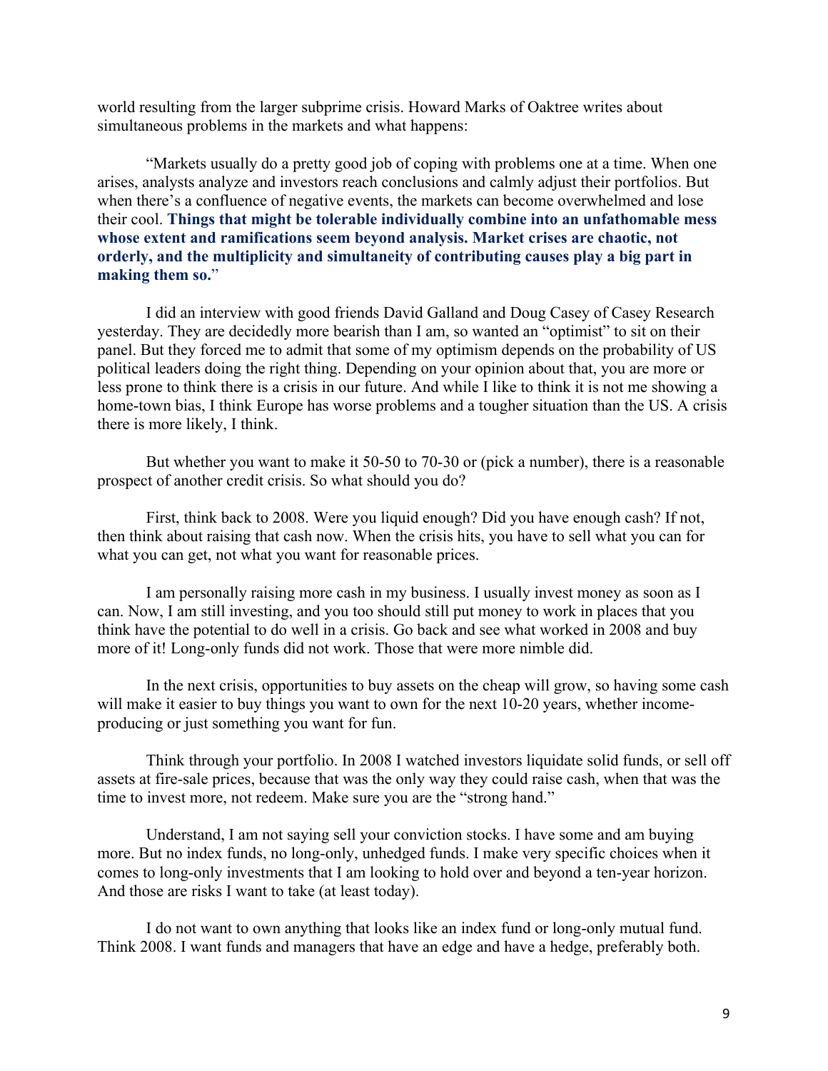world resulting from the larger subprime crisis. Howard Marks of Oaktree writes about simultaneous problems in the markets and what happens:

"Markets usually do a pretty good job of coping with problems one at a time. When one arises, analysts analyze and investors reach conclusions and calmly adjust their portfolios. But when there's a confluence of negative events, the markets can become overwhelmed and lose their cool. **Things that might be tolerable individually combine into an unfathomable mess whose extent and ramifications seem beyond analysis. Market crises are chaotic, not orderly, and the multiplicity and simultaneity of contributing causes play a big part in making them so.**"

I did an interview with good friends David Galland and Doug Casey of Casey Research yesterday. They are decidedly more bearish than I am, so wanted an "optimist" to sit on their panel. But they forced me to admit that some of my optimism depends on the probability of US political leaders doing the right thing. Depending on your opinion about that, you are more or less prone to think there is a crisis in our future. And while I like to think it is not me showing a home-town bias, I think Europe has worse problems and a tougher situation than the US. A crisis there is more likely, I think.

But whether you want to make it 50-50 to 70-30 or (pick a number), there is a reasonable prospect of another credit crisis. So what should you do?

First, think back to 2008. Were you liquid enough? Did you have enough cash? If not, then think about raising that cash now. When the crisis hits, you have to sell what you can for what you can get, not what you want for reasonable prices.

I am personally raising more cash in my business. I usually invest money as soon as I can. Now, I am still investing, and you too should still put money to work in places that you think have the potential to do well in a crisis. Go back and see what worked in 2008 and buy more of it! Long-only funds did not work. Those that were more nimble did.

In the next crisis, opportunities to buy assets on the cheap will grow, so having some cash will make it easier to buy things you want to own for the next 10-20 years, whether income-producing or just something you want for fun.

Think through your portfolio. In 2008 I watched investors liquidate solid funds, or sell off assets at fire-sale prices, because that was the only way they could raise cash, when that was the time to invest more, not redeem. Make sure you are the "strong hand."

Understand, I am not saying sell your conviction stocks. I have some and am buying more. But no index funds, no long-only, unhedged funds. I make very specific choices when it comes to long-only investments that I am looking to hold over and beyond a ten-year horizon. And those are risks I want to take (at least today).

I do not want to own anything that looks like an index fund or long-only mutual fund. Think 2008. I want funds and managers that have an edge and have a hedge, preferably both.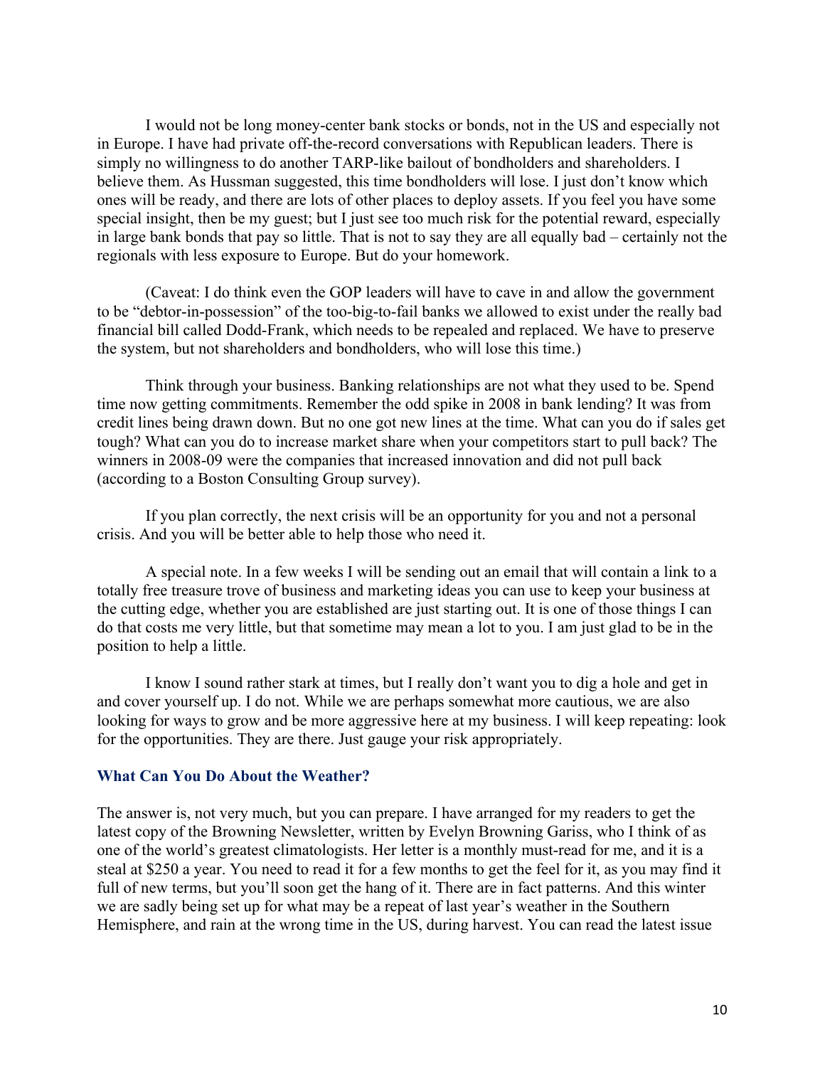I would not be long money-center bank stocks or bonds, not in the US and especially not in Europe. I have had private off-the-record conversations with Republican leaders. There is simply no willingness to do another TARP-like bailout of bondholders and shareholders. I believe them. As Hussman suggested, this time bondholders will lose. I just don't know which ones will be ready, and there are lots of other places to deploy assets. If you feel you have some special insight, then be my guest; but I just see too much risk for the potential reward, especially in large bank bonds that pay so little. That is not to say they are all equally bad – certainly not the regionals with less exposure to Europe. But do your homework.

(Caveat: I do think even the GOP leaders will have to cave in and allow the government to be "debtor-in-possession" of the too-big-to-fail banks we allowed to exist under the really bad financial bill called Dodd-Frank, which needs to be repealed and replaced. We have to preserve the system, but not shareholders and bondholders, who will lose this time.)

Think through your business. Banking relationships are not what they used to be. Spend time now getting commitments. Remember the odd spike in 2008 in bank lending? It was from credit lines being drawn down. But no one got new lines at the time. What can you do if sales get tough? What can you do to increase market share when your competitors start to pull back? The winners in 2008-09 were the companies that increased innovation and did not pull back (according to a Boston Consulting Group survey).

If you plan correctly, the next crisis will be an opportunity for you and not a personal crisis. And you will be better able to help those who need it.

A special note. In a few weeks I will be sending out an email that will contain a link to a totally free treasure trove of business and marketing ideas you can use to keep your business at the cutting edge, whether you are established are just starting out. It is one of those things I can do that costs me very little, but that sometime may mean a lot to you. I am just glad to be in the position to help a little.

I know I sound rather stark at times, but I really don't want you to dig a hole and get in and cover yourself up. I do not. While we are perhaps somewhat more cautious, we are also looking for ways to grow and be more aggressive here at my business. I will keep repeating: look for the opportunities. They are there. Just gauge your risk appropriately.

## What Can You Do About the Weather?

The answer is, not very much, but you can prepare. I have arranged for my readers to get the latest copy of the Browning Newsletter, written by Evelyn Browning Gariss, who I think of as one of the world's greatest climatologists. Her letter is a monthly must-read for me, and it is a steal at $250 a year. You need to read it for a few months to get the feel for it, as you may find it full of new terms, but you'll soon get the hang of it. There are in fact patterns. And this winter we are sadly being set up for what may be a repeat of last year's weather in the Southern Hemisphere, and rain at the wrong time in the US, during harvest. You can read the latest issue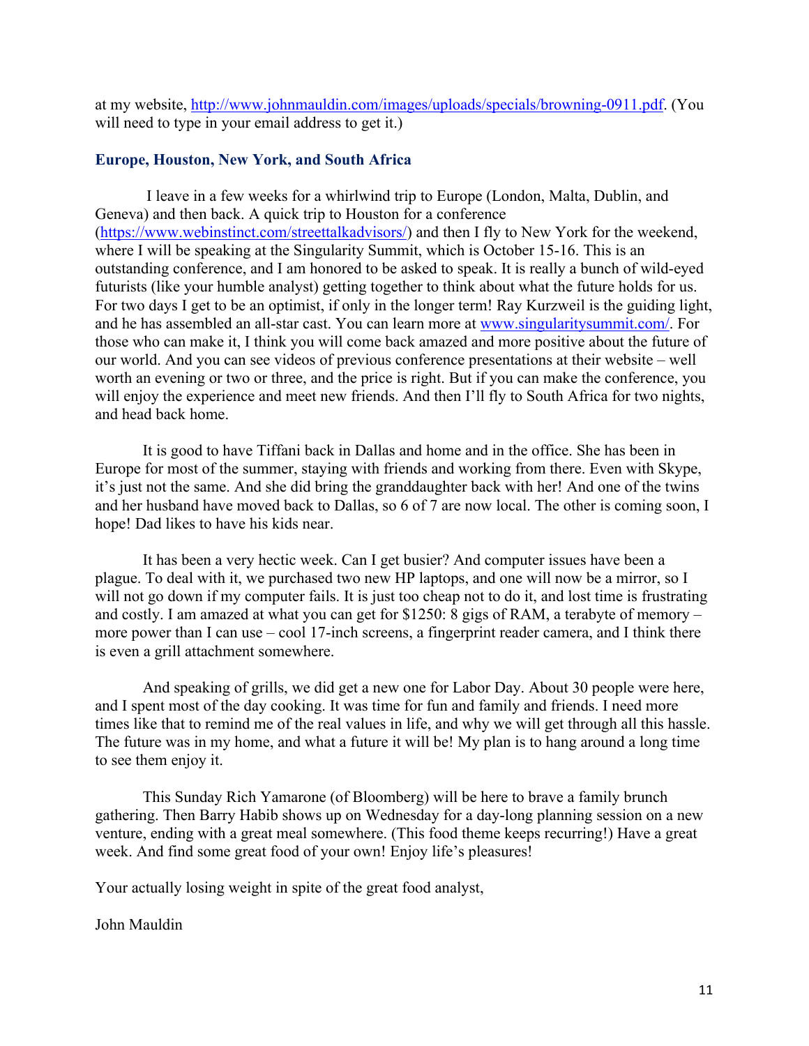at my website, http://www.johnmauldin.com/images/uploads/specials/browning-0911.pdf. (You will need to type in your email address to get it.)

### Europe, Houston, New York, and South Africa

I leave in a few weeks for a whirlwind trip to Europe (London, Malta, Dublin, and Geneva) and then back. A quick trip to Houston for a conference (https://www.webinstinct.com/streettalkadvisors/) and then I fly to New York for the weekend, where I will be speaking at the Singularity Summit, which is October 15-16. This is an outstanding conference, and I am honored to be asked to speak. It is really a bunch of wild-eyed futurists (like your humble analyst) getting together to think about what the future holds for us. For two days I get to be an optimist, if only in the longer term! Ray Kurzweil is the guiding light, and he has assembled an all-star cast. You can learn more at www.singularitysummit.com/. For those who can make it, I think you will come back amazed and more positive about the future of our world. And you can see videos of previous conference presentations at their website – well worth an evening or two or three, and the price is right. But if you can make the conference, you will enjoy the experience and meet new friends. And then I'll fly to South Africa for two nights, and head back home.

It is good to have Tiffani back in Dallas and home and in the office. She has been in Europe for most of the summer, staying with friends and working from there. Even with Skype, it's just not the same. And she did bring the granddaughter back with her! And one of the twins and her husband have moved back to Dallas, so 6 of 7 are now local. The other is coming soon, I hope! Dad likes to have his kids near.

It has been a very hectic week. Can I get busier? And computer issues have been a plague. To deal with it, we purchased two new HP laptops, and one will now be a mirror, so I will not go down if my computer fails. It is just too cheap not to do it, and lost time is frustrating and costly. I am amazed at what you can get for $1250: 8 gigs of RAM, a terabyte of memory – more power than I can use – cool 17-inch screens, a fingerprint reader camera, and I think there is even a grill attachment somewhere.

And speaking of grills, we did get a new one for Labor Day. About 30 people were here, and I spent most of the day cooking. It was time for fun and family and friends. I need more times like that to remind me of the real values in life, and why we will get through all this hassle. The future was in my home, and what a future it will be! My plan is to hang around a long time to see them enjoy it.

This Sunday Rich Yamarone (of Bloomberg) will be here to brave a family brunch gathering. Then Barry Habib shows up on Wednesday for a day-long planning session on a new venture, ending with a great meal somewhere. (This food theme keeps recurring!) Have a great week. And find some great food of your own! Enjoy life's pleasures!

Your actually losing weight in spite of the great food analyst,

John Mauldin